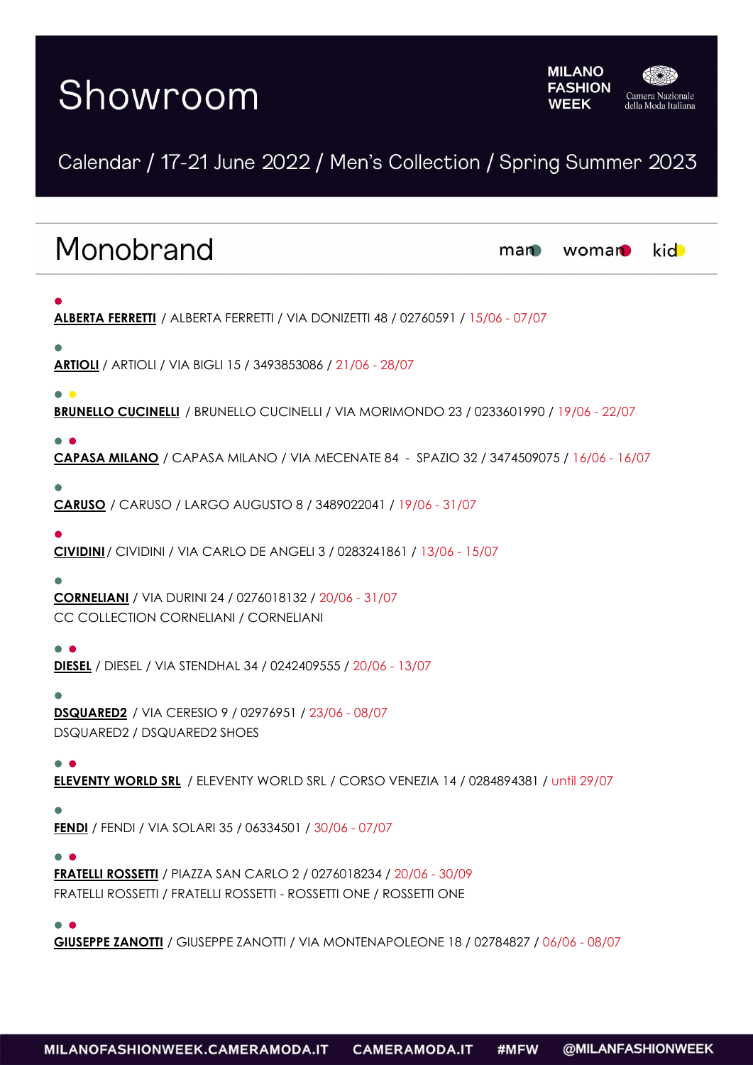# Showroom

MILANO FASHION WEEK

Camera Nazionale della Moda Italiana

Calendar / 17-21 June 2022 / Men's Collection / Spring Summer 2023

## Monobrand

man ● woman ● kid ●

●
**ALBERTA FERRETTI** / ALBERTA FERRETTI / VIA DONIZETTI 48 / 02760591 / 15/06 - 07/07

●
**ARTIOLI** / ARTIOLI / VIA BIGLI 15 / 3493853086 / 21/06 - 28/07

● ●
**BRUNELLO CUCINELLI** / BRUNELLO CUCINELLI / VIA MORIMONDO 23 / 0233601990 / 19/06 - 22/07

● ●
**CAPASA MILANO** / CAPASA MILANO / VIA MECENATE 84 - SPAZIO 32 / 3474509075 / 16/06 - 16/07

●
**CARUSO** / CARUSO / LARGO AUGUSTO 8 / 3489022041 / 19/06 - 31/07

●
**CIVIDINI** / CIVIDINI / VIA CARLO DE ANGELI 3 / 0283241861 / 13/06 - 15/07

●
**CORNELIANI** / VIA DURINI 24 / 0276018132 / 20/06 - 31/07
CC COLLECTION CORNELIANI / CORNELIANI

● ●
**DIESEL** / DIESEL / VIA STENDHAL 34 / 0242409555 / 20/06 - 13/07

●
**DSQUARED2** / VIA CERESIO 9 / 02976951 / 23/06 - 08/07
DSQUARED2 / DSQUARED2 SHOES

● ●
**ELEVENTY WORLD SRL** / ELEVENTY WORLD SRL / CORSO VENEZIA 14 / 0284894381 / until 29/07

●
**FENDI** / FENDI / VIA SOLARI 35 / 06334501 / 30/06 - 07/07

● ●
**FRATELLI ROSSETTI** / PIAZZA SAN CARLO 2 / 0276018234 / 20/06 - 30/09
FRATELLI ROSSETTI / FRATELLI ROSSETTI - ROSSETTI ONE / ROSSETTI ONE

● ●
**GIUSEPPE ZANOTTI** / GIUSEPPE ZANOTTI / VIA MONTENAPOLEONE 18 / 02784827 / 06/06 - 08/07

MILANOFASHIONWEEK.CAMERAMODA.IT CAMERAMODA.IT #MFW @MILANFASHIONWEEK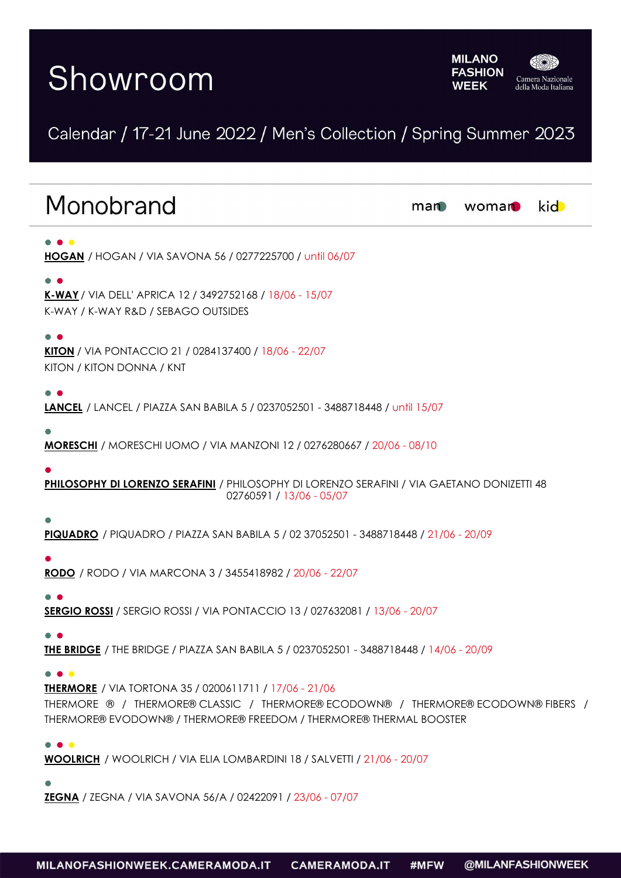# Showroom

MILANO FASHION WEEK

Camera Nazionale della Moda Italiana

Calendar / 17-21 June 2022 / Men's Collection / Spring Summer 2023

## Monobrand

man ● woman ● kid ●

● ● ●
**HOGAN** / HOGAN / VIA SAVONA 56 / 0277225700 / until 06/07

● ●
**K-WAY** / VIA DELL' APRICA 12 / 3492752168 / 18/06 - 15/07
K-WAY / K-WAY R&D / SEBAGO OUTSIDES

● ●
**KITON** / VIA PONTACCIO 21 / 0284137400 / 18/06 - 22/07
KITON / KITON DONNA / KNT

● ●
**LANCEL** / LANCEL / PIAZZA SAN BABILA 5 / 0237052501 - 3488718448 / until 15/07

●
**MORESCHI** / MORESCHI UOMO / VIA MANZONI 12 / 0276280667 / 20/06 - 08/10

●
**PHILOSOPHY DI LORENZO SERAFINI** / PHILOSOPHY DI LORENZO SERAFINI / VIA GAETANO DONIZETTI 48 02760591 / 13/06 - 05/07

●
**PIQUADRO** / PIQUADRO / PIAZZA SAN BABILA 5 / 02 37052501 - 3488718448 / 21/06 - 20/09

●
**RODO** / RODO / VIA MARCONA 3 / 3455418982 / 20/06 - 22/07

● ●
**SERGIO ROSSI** / SERGIO ROSSI / VIA PONTACCIO 13 / 027632081 / 13/06 - 20/07

● ●
**THE BRIDGE** / THE BRIDGE / PIAZZA SAN BABILA 5 / 0237052501 - 3488718448 / 14/06 - 20/09

● ● ●
**THERMORE** / VIA TORTONA 35 / 0200611711 / 17/06 - 21/06
THERMORE ® / THERMORE® CLASSIC / THERMORE® ECODOWN® / THERMORE® ECODOWN® FIBERS / THERMORE® EVODOWN® / THERMORE® FREEDOM / THERMORE® THERMAL BOOSTER

● ● ●
**WOOLRICH** / WOOLRICH / VIA ELIA LOMBARDINI 18 / SALVETTI / 21/06 - 20/07

●
**ZEGNA** / ZEGNA / VIA SAVONA 56/A / 02422091 / 23/06 - 07/07

MILANOFASHIONWEEK.CAMERAMODA.IT CAMERAMODA.IT #MFW @MILANFASHIONWEEK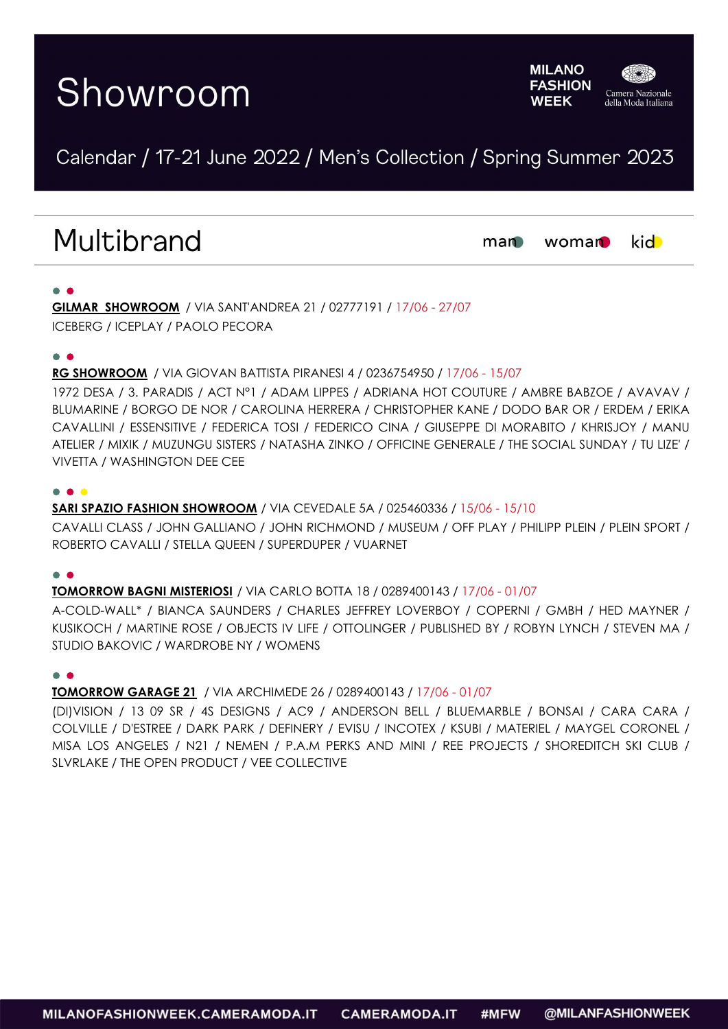# Showroom

MILANO FASHION WEEK

Camera Nazionale della Moda Italiana

Calendar / 17-21 June 2022 / Men's Collection / Spring Summer 2023

## Multibrand

man woman kid

**GILMAR SHOWROOM** / VIA SANT'ANDREA 21 / 02777191 / 17/06 - 27/07

ICEBERG / ICEPLAY / PAOLO PECORA

**RG SHOWROOM** / VIA GIOVAN BATTISTA PIRANESI 4 / 0236754950 / 17/06 - 15/07

1972 DESA / 3. PARADIS / ACT N°1 / ADAM LIPPES / ADRIANA HOT COUTURE / AMBRE BABZOE / AVAVAV / BLUMARINE / BORGO DE NOR / CAROLINA HERRERA / CHRISTOPHER KANE / DODO BAR OR / ERDEM / ERIKA CAVALLINI / ESSENSITIVE / FEDERICA TOSI / FEDERICO CINA / GIUSEPPE DI MORABITO / KHRISJOY / MANU ATELIER / MIXIK / MUZUNGU SISTERS / NATASHA ZINKO / OFFICINE GENERALE / THE SOCIAL SUNDAY / TU LIZE' / VIVETTA / WASHINGTON DEE CEE

**SARI SPAZIO FASHION SHOWROOM** / VIA CEVEDALE 5A / 025460336 / 15/06 - 15/10

CAVALLI CLASS / JOHN GALLIANO / JOHN RICHMOND / MUSEUM / OFF PLAY / PHILIPP PLEIN / PLEIN SPORT / ROBERTO CAVALLI / STELLA QUEEN / SUPERDUPER / VUARNET

**TOMORROW BAGNI MISTERIOSI** / VIA CARLO BOTTA 18 / 0289400143 / 17/06 - 01/07

A-COLD-WALL* / BIANCA SAUNDERS / CHARLES JEFFREY LOVERBOY / COPERNI / GMBH / HED MAYNER / KUSIKOCH / MARTINE ROSE / OBJECTS IV LIFE / OTTOLINGER / PUBLISHED BY / ROBYN LYNCH / STEVEN MA / STUDIO BAKOVIC / WARDROBE NY / WOMENS

**TOMORROW GARAGE 21** / VIA ARCHIMEDE 26 / 0289400143 / 17/06 - 01/07

(DI)VISION / 13 09 SR / 4S DESIGNS / AC9 / ANDERSON BELL / BLUEMARBLE / BONSAI / CARA CARA / COLVILLE / D'ESTREE / DARK PARK / DEFINERY / EVISU / INCOTEX / KSUBI / MATERIEL / MAYGEL CORONEL / MISA LOS ANGELES / N21 / NEMEN / P.A.M PERKS AND MINI / REE PROJECTS / SHOREDITCH SKI CLUB / SLVRLAKE / THE OPEN PRODUCT / VEE COLLECTIVE